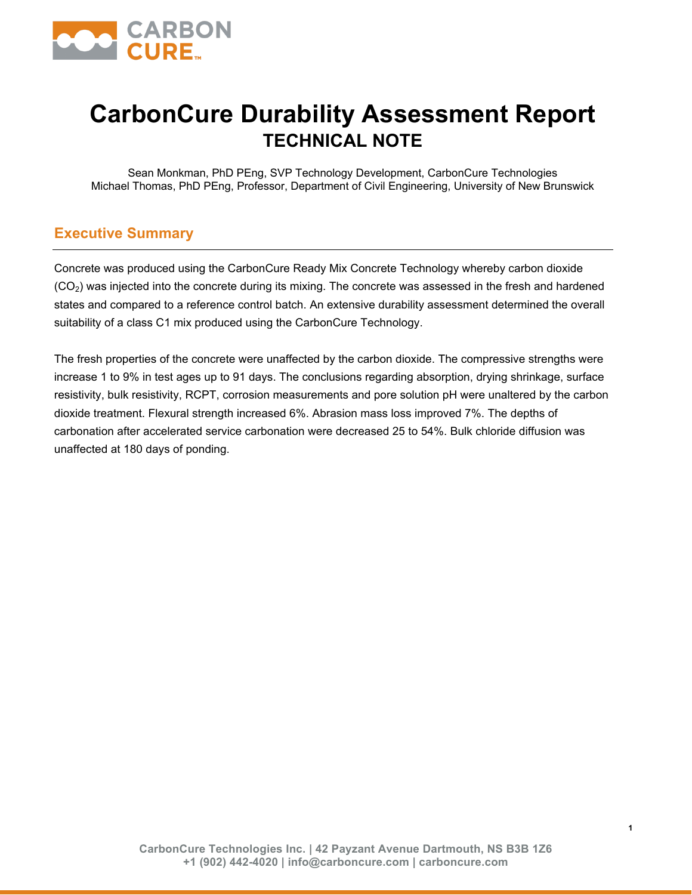# CarbonCure Durability Assessment Report

## TECHNICAL NOTE

Sean Monkman, PhD PEng, SVP Technology Development, CarbonCure Technologies
Michael Thomas, PhD PEng, Professor, Department of Civil Engineering, University of New Brunswick

## Executive Summary

Concrete was produced using the CarbonCure Ready Mix Concrete Technology whereby carbon dioxide ($CO_2$) was injected into the concrete during its mixing. The concrete was assessed in the fresh and hardened states and compared to a reference control batch. An extensive durability assessment determined the overall suitability of a class C1 mix produced using the CarbonCure Technology.

The fresh properties of the concrete were unaffected by the carbon dioxide. The compressive strengths were increase 1 to 9% in test ages up to 91 days. The conclusions regarding absorption, drying shrinkage, surface resistivity, bulk resistivity, RCPT, corrosion measurements and pore solution pH were unaltered by the carbon dioxide treatment. Flexural strength increased 6%. Abrasion mass loss improved 7%. The depths of carbonation after accelerated service carbonation were decreased 25 to 54%. Bulk chloride diffusion was unaffected at 180 days of ponding.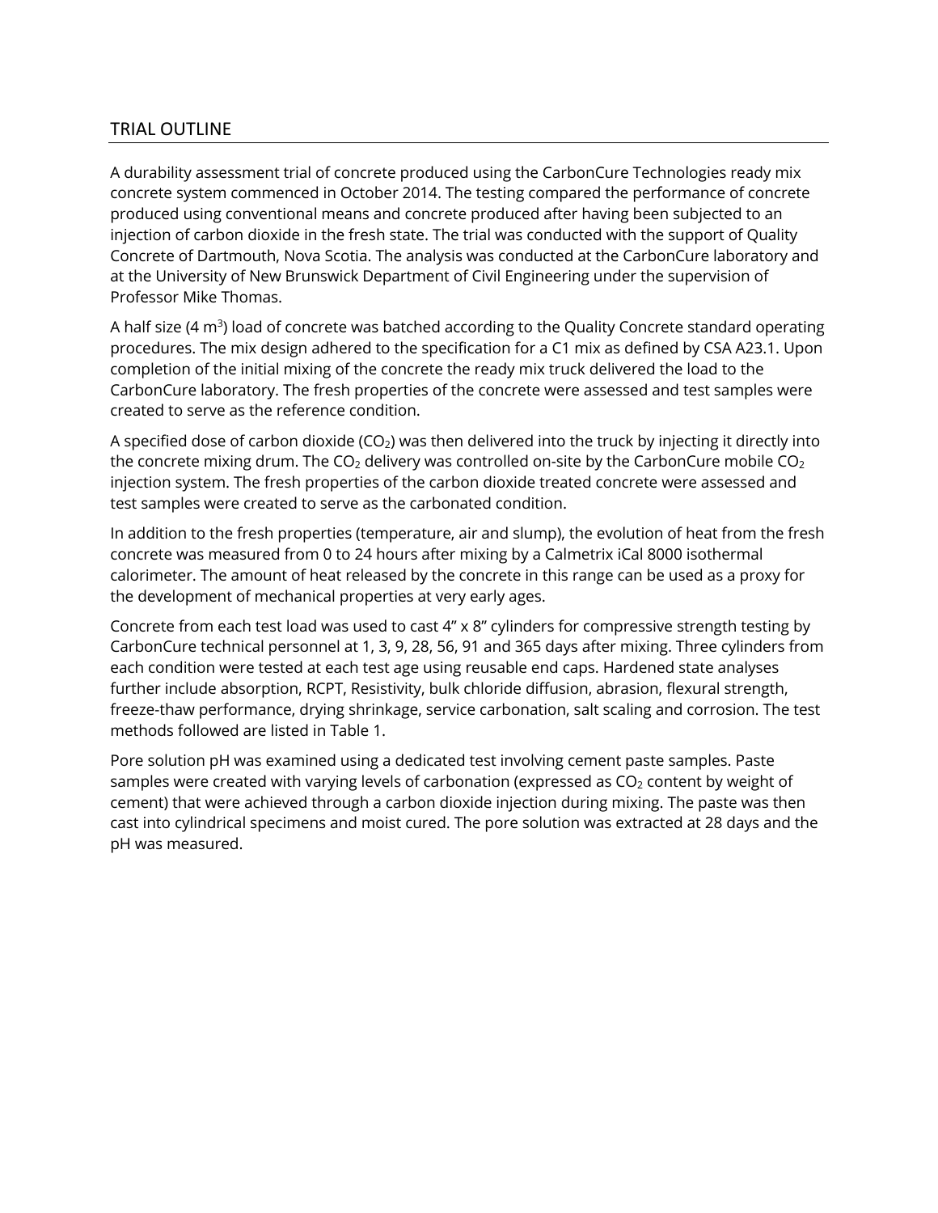## TRIAL OUTLINE

A durability assessment trial of concrete produced using the CarbonCure Technologies ready mix concrete system commenced in October 2014. The testing compared the performance of concrete produced using conventional means and concrete produced after having been subjected to an injection of carbon dioxide in the fresh state. The trial was conducted with the support of Quality Concrete of Dartmouth, Nova Scotia. The analysis was conducted at the CarbonCure laboratory and at the University of New Brunswick Department of Civil Engineering under the supervision of Professor Mike Thomas.

A half size (4 $m^3$) load of concrete was batched according to the Quality Concrete standard operating procedures. The mix design adhered to the specification for a C1 mix as defined by CSA A23.1. Upon completion of the initial mixing of the concrete the ready mix truck delivered the load to the CarbonCure laboratory. The fresh properties of the concrete were assessed and test samples were created to serve as the reference condition.

A specified dose of carbon dioxide ($CO_2$) was then delivered into the truck by injecting it directly into the concrete mixing drum. The $CO_2$ delivery was controlled on-site by the CarbonCure mobile $CO_2$ injection system. The fresh properties of the carbon dioxide treated concrete were assessed and test samples were created to serve as the carbonated condition.

In addition to the fresh properties (temperature, air and slump), the evolution of heat from the fresh concrete was measured from 0 to 24 hours after mixing by a Calmetrix iCal 8000 isothermal calorimeter. The amount of heat released by the concrete in this range can be used as a proxy for the development of mechanical properties at very early ages.

Concrete from each test load was used to cast 4" x 8" cylinders for compressive strength testing by CarbonCure technical personnel at 1, 3, 9, 28, 56, 91 and 365 days after mixing. Three cylinders from each condition were tested at each test age using reusable end caps. Hardened state analyses further include absorption, RCPT, Resistivity, bulk chloride diffusion, abrasion, flexural strength, freeze-thaw performance, drying shrinkage, service carbonation, salt scaling and corrosion. The test methods followed are listed in Table 1.

Pore solution pH was examined using a dedicated test involving cement paste samples. Paste samples were created with varying levels of carbonation (expressed as $CO_2$ content by weight of cement) that were achieved through a carbon dioxide injection during mixing. The paste was then cast into cylindrical specimens and moist cured. The pore solution was extracted at 28 days and the pH was measured.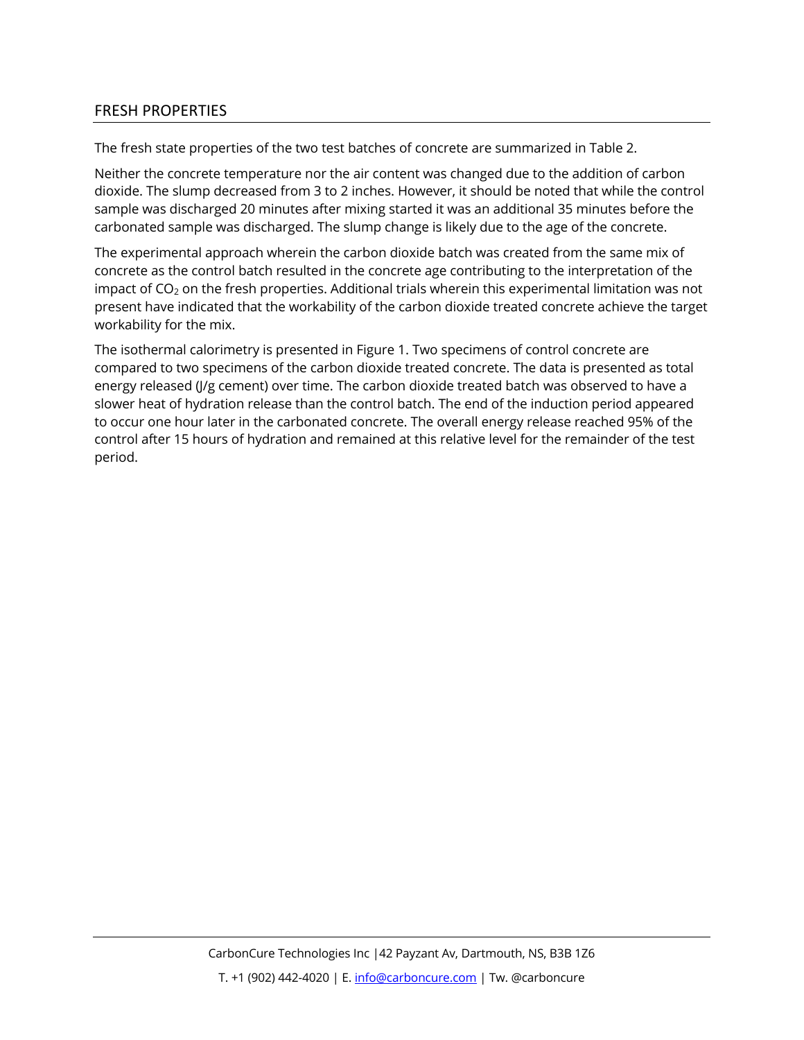## FRESH PROPERTIES

The fresh state properties of the two test batches of concrete are summarized in Table 2.

Neither the concrete temperature nor the air content was changed due to the addition of carbon dioxide. The slump decreased from 3 to 2 inches. However, it should be noted that while the control sample was discharged 20 minutes after mixing started it was an additional 35 minutes before the carbonated sample was discharged. The slump change is likely due to the age of the concrete.

The experimental approach wherein the carbon dioxide batch was created from the same mix of concrete as the control batch resulted in the concrete age contributing to the interpretation of the impact of $CO_2$ on the fresh properties. Additional trials wherein this experimental limitation was not present have indicated that the workability of the carbon dioxide treated concrete achieve the target workability for the mix.

The isothermal calorimetry is presented in Figure 1. Two specimens of control concrete are compared to two specimens of the carbon dioxide treated concrete. The data is presented as total energy released (J/g cement) over time. The carbon dioxide treated batch was observed to have a slower heat of hydration release than the control batch. The end of the induction period appeared to occur one hour later in the carbonated concrete. The overall energy release reached 95% of the control after 15 hours of hydration and remained at this relative level for the remainder of the test period.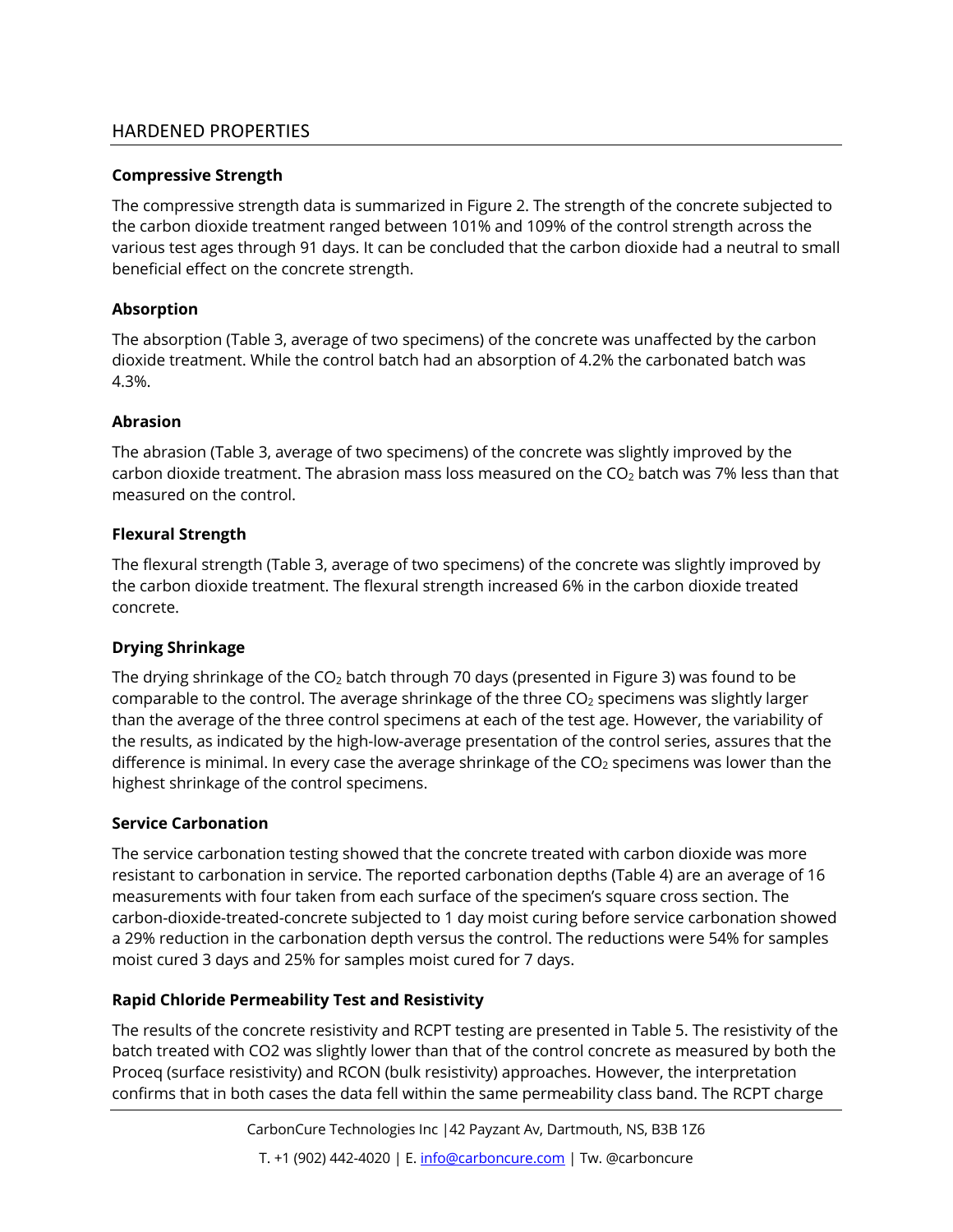## HARDENED PROPERTIES

### Compressive Strength

The compressive strength data is summarized in Figure 2. The strength of the concrete subjected to the carbon dioxide treatment ranged between 101% and 109% of the control strength across the various test ages through 91 days. It can be concluded that the carbon dioxide had a neutral to small beneficial effect on the concrete strength.

### Absorption

The absorption (Table 3, average of two specimens) of the concrete was unaffected by the carbon dioxide treatment. While the control batch had an absorption of 4.2% the carbonated batch was 4.3%.

### Abrasion

The abrasion (Table 3, average of two specimens) of the concrete was slightly improved by the carbon dioxide treatment. The abrasion mass loss measured on the $CO_2$ batch was 7% less than that measured on the control.

### Flexural Strength

The flexural strength (Table 3, average of two specimens) of the concrete was slightly improved by the carbon dioxide treatment. The flexural strength increased 6% in the carbon dioxide treated concrete.

### Drying Shrinkage

The drying shrinkage of the $CO_2$ batch through 70 days (presented in Figure 3) was found to be comparable to the control. The average shrinkage of the three $CO_2$ specimens was slightly larger than the average of the three control specimens at each of the test age. However, the variability of the results, as indicated by the high-low-average presentation of the control series, assures that the difference is minimal. In every case the average shrinkage of the $CO_2$ specimens was lower than the highest shrinkage of the control specimens.

### Service Carbonation

The service carbonation testing showed that the concrete treated with carbon dioxide was more resistant to carbonation in service. The reported carbonation depths (Table 4) are an average of 16 measurements with four taken from each surface of the specimen's square cross section. The carbon-dioxide-treated-concrete subjected to 1 day moist curing before service carbonation showed a 29% reduction in the carbonation depth versus the control. The reductions were 54% for samples moist cured 3 days and 25% for samples moist cured for 7 days.

### Rapid Chloride Permeability Test and Resistivity

The results of the concrete resistivity and RCPT testing are presented in Table 5. The resistivity of the batch treated with CO2 was slightly lower than that of the control concrete as measured by both the Proceq (surface resistivity) and RCON (bulk resistivity) approaches. However, the interpretation confirms that in both cases the data fell within the same permeability class band. The RCPT charge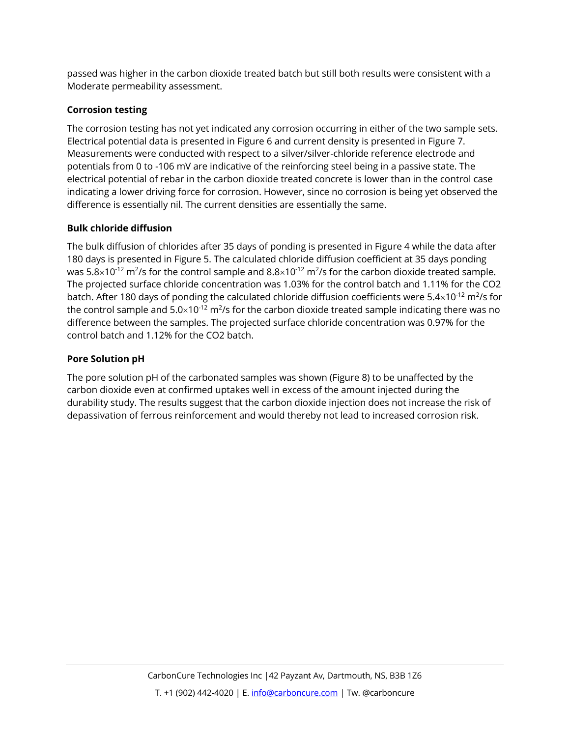passed was higher in the carbon dioxide treated batch but still both results were consistent with a Moderate permeability assessment.

**Corrosion testing**

The corrosion testing has not yet indicated any corrosion occurring in either of the two sample sets. Electrical potential data is presented in Figure 6 and current density is presented in Figure 7. Measurements were conducted with respect to a silver/silver-chloride reference electrode and potentials from 0 to -106 mV are indicative of the reinforcing steel being in a passive state. The electrical potential of rebar in the carbon dioxide treated concrete is lower than in the control case indicating a lower driving force for corrosion. However, since no corrosion is being yet observed the difference is essentially nil. The current densities are essentially the same.

**Bulk chloride diffusion**

The bulk diffusion of chlorides after 35 days of ponding is presented in Figure 4 while the data after 180 days is presented in Figure 5. The calculated chloride diffusion coefficient at 35 days ponding was $5.8 \times 10^{-12}$ $m^2/s$ for the control sample and $8.8 \times 10^{-12}$ $m^2/s$ for the carbon dioxide treated sample. The projected surface chloride concentration was 1.03% for the control batch and 1.11% for the CO2 batch. After 180 days of ponding the calculated chloride diffusion coefficients were $5.4 \times 10^{-12}$ $m^2/s$ for the control sample and $5.0 \times 10^{-12}$ $m^2/s$ for the carbon dioxide treated sample indicating there was no difference between the samples. The projected surface chloride concentration was 0.97% for the control batch and 1.12% for the CO2 batch.

**Pore Solution pH**

The pore solution pH of the carbonated samples was shown (Figure 8) to be unaffected by the carbon dioxide even at confirmed uptakes well in excess of the amount injected during the durability study. The results suggest that the carbon dioxide injection does not increase the risk of depassivation of ferrous reinforcement and would thereby not lead to increased corrosion risk.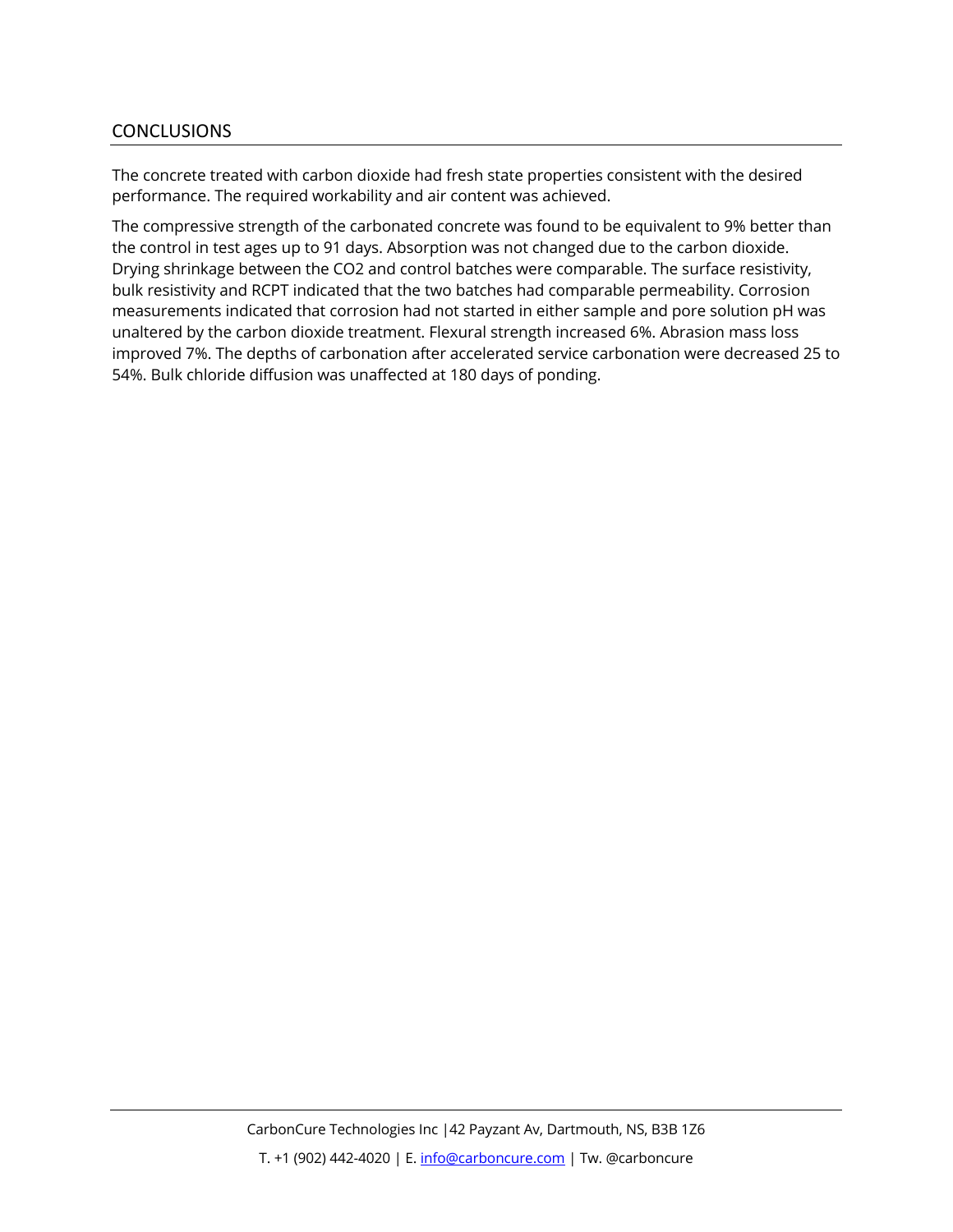## CONCLUSIONS

The concrete treated with carbon dioxide had fresh state properties consistent with the desired performance. The required workability and air content was achieved.

The compressive strength of the carbonated concrete was found to be equivalent to 9% better than the control in test ages up to 91 days. Absorption was not changed due to the carbon dioxide. Drying shrinkage between the $CO_2$ and control batches were comparable. The surface resistivity, bulk resistivity and RCPT indicated that the two batches had comparable permeability. Corrosion measurements indicated that corrosion had not started in either sample and pore solution pH was unaltered by the carbon dioxide treatment. Flexural strength increased 6%. Abrasion mass loss improved 7%. The depths of carbonation after accelerated service carbonation were decreased 25 to 54%. Bulk chloride diffusion was unaffected at 180 days of ponding.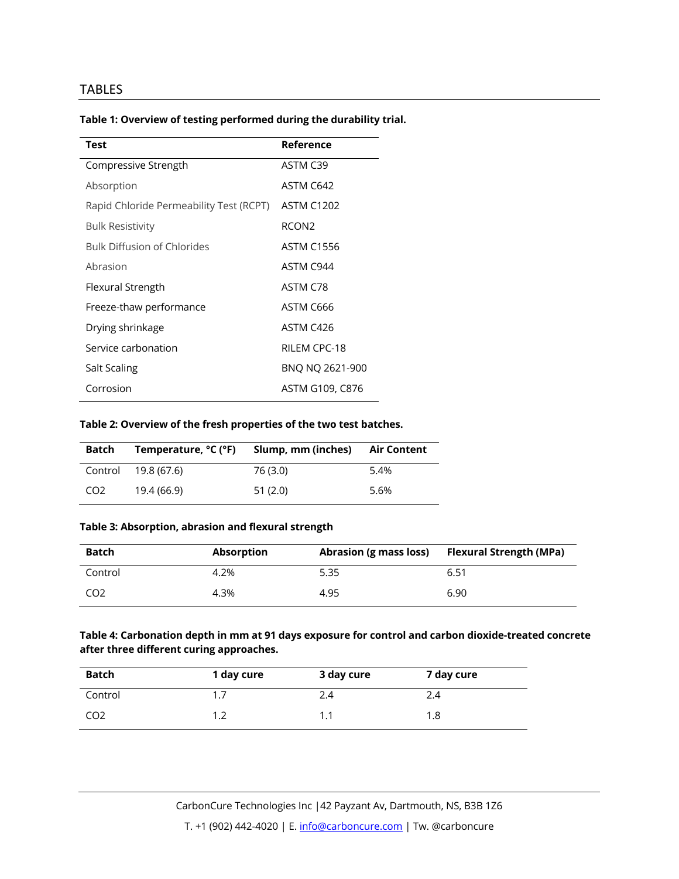## TABLES

**Table 1: Overview of testing performed during the durability trial.**

| Test | Reference |
|---|---|
| Compressive Strength | ASTM C39 |
| Absorption | ASTM C642 |
| Rapid Chloride Permeability Test (RCPT) | ASTM C1202 |
| Bulk Resistivity | RCON2 |
| Bulk Diffusion of Chlorides | ASTM C1556 |
| Abrasion | ASTM C944 |
| Flexural Strength | ASTM C78 |
| Freeze-thaw performance | ASTM C666 |
| Drying shrinkage | ASTM C426 |
| Service carbonation | RILEM CPC-18 |
| Salt Scaling | BNQ NQ 2621-900 |
| Corrosion | ASTM G109, C876 |

**Table 2: Overview of the fresh properties of the two test batches.**

| Batch | Temperature, °C (°F) | Slump, mm (inches) | Air Content |
|---|---|---|---|
| Control | 19.8 (67.6) | 76 (3.0) | 5.4% |
| CO2 | 19.4 (66.9) | 51 (2.0) | 5.6% |

**Table 3: Absorption, abrasion and flexural strength**

| Batch | Absorption | Abrasion (g mass loss) | Flexural Strength (MPa) |
|---|---|---|---|
| Control | 4.2% | 5.35 | 6.51 |
| CO2 | 4.3% | 4.95 | 6.90 |

**Table 4: Carbonation depth in mm at 91 days exposure for control and carbon dioxide-treated concrete after three different curing approaches.**

| Batch | 1 day cure | 3 day cure | 7 day cure |
|---|---|---|---|
| Control | 1.7 | 2.4 | 2.4 |
| CO2 | 1.2 | 1.1 | 1.8 |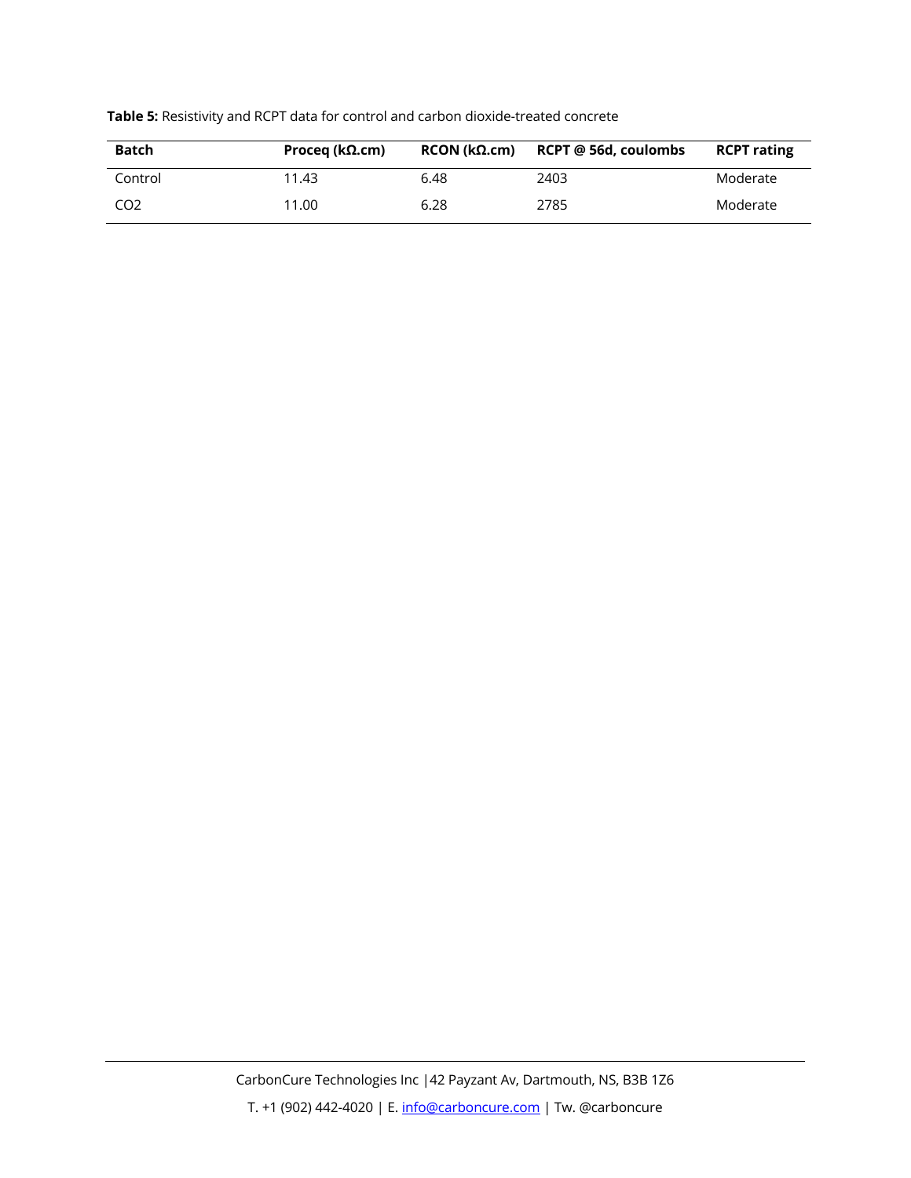**Table 5:** Resistivity and RCPT data for control and carbon dioxide-treated concrete

| Batch | Proceq (kΩ.cm) | RCON (kΩ.cm) | RCPT @ 56d, coulombs | RCPT rating |
|---|---|---|---|---|
| Control | 11.43 | 6.48 | 2403 | Moderate |
| $CO_2$ | 11.00 | 6.28 | 2785 | Moderate |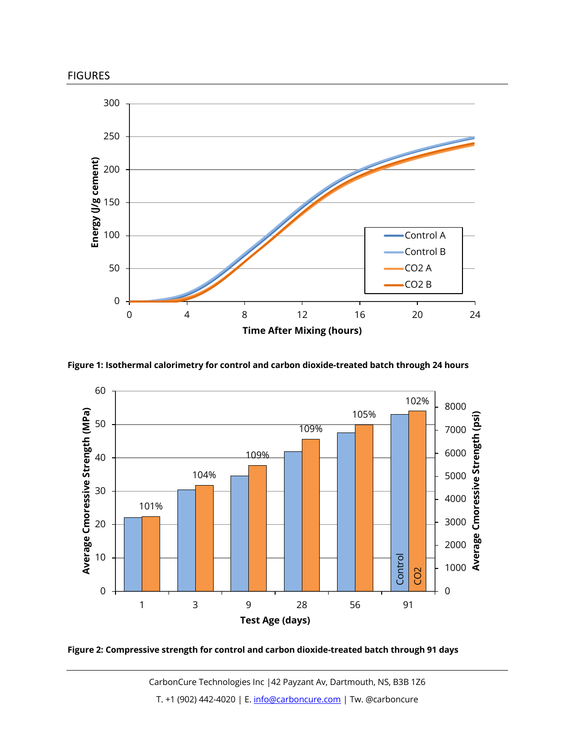FIGURES

**Figure 1: Isothermal calorimetry for control and carbon dioxide-treated batch through 24 hours**

**Figure 2: Compressive strength for control and carbon dioxide-treated batch through 91 days**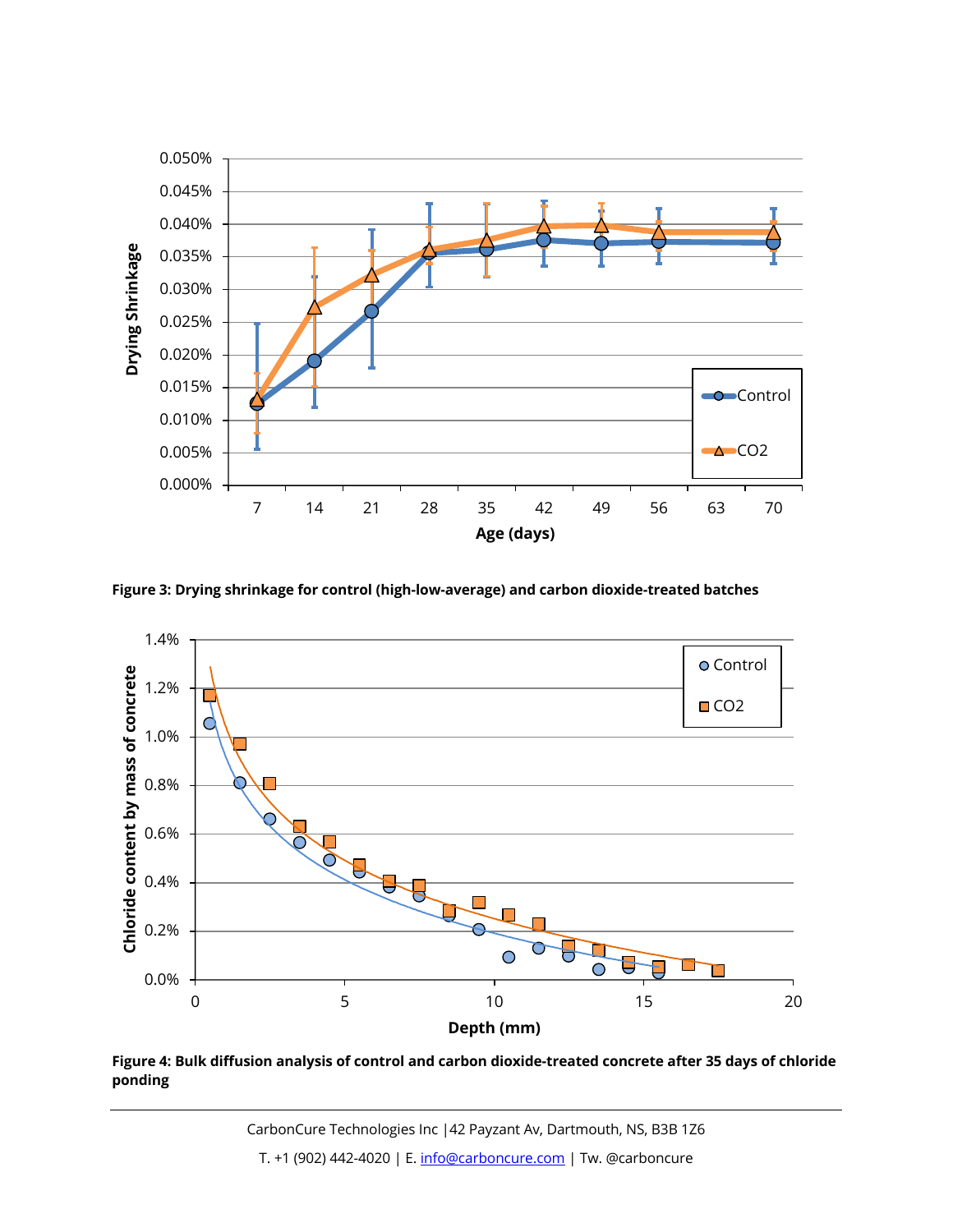**Figure 3: Drying shrinkage for control (high-low-average) and carbon dioxide-treated batches**

**Figure 4: Bulk diffusion analysis of control and carbon dioxide-treated concrete after 35 days of chloride ponding**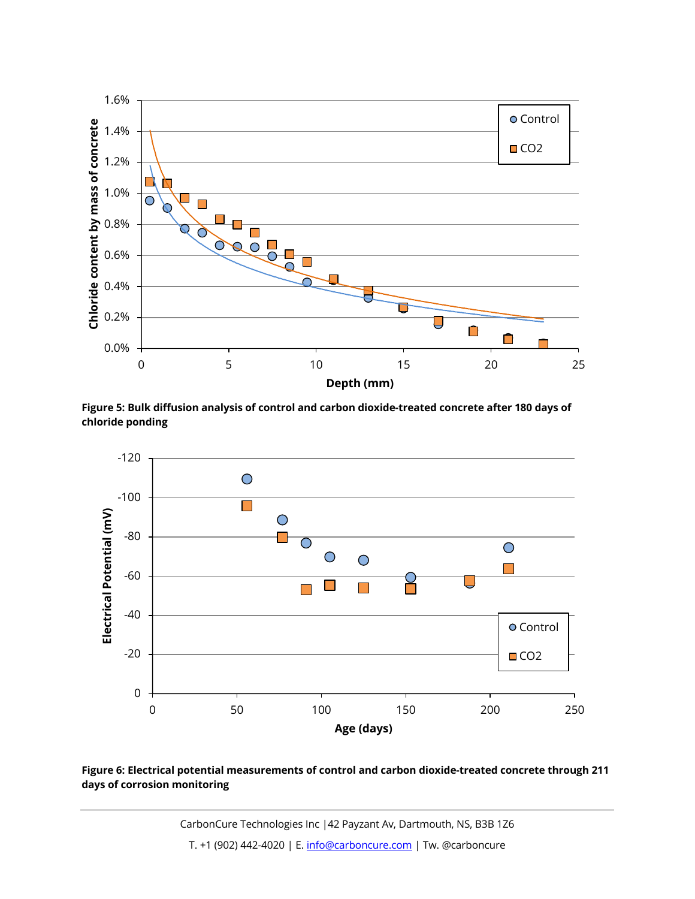**Figure 5: Bulk diffusion analysis of control and carbon dioxide-treated concrete after 180 days of chloride ponding**

**Figure 6: Electrical potential measurements of control and carbon dioxide-treated concrete through 211 days of corrosion monitoring**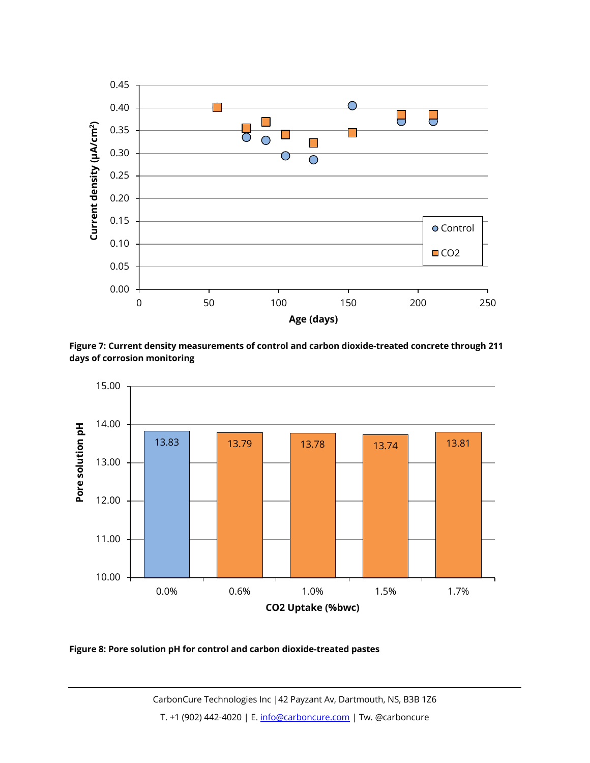0.45
0.40
0.35
0.30
0.25
0.20
0.15
0.10
0.05
0.00

Current density (μA/cm²)

0
50
100
150
200
250

Age (days)

Control
CO2

**Figure 7: Current density measurements of control and carbon dioxide-treated concrete through 211 days of corrosion monitoring**

15.00
14.00
13.00
12.00
11.00
10.00

Pore solution pH

13.83
13.79
13.78
13.74
13.81

0.0%
0.6%
1.0%
1.5%
1.7%

CO2 Uptake (%bwc)

**Figure 8: Pore solution pH for control and carbon dioxide-treated pastes**

CarbonCure Technologies Inc |42 Payzant Av, Dartmouth, NS, B3B 1Z6

T. +1 (902) 442-4020 | E. info@carboncure.com | Tw. @carboncure